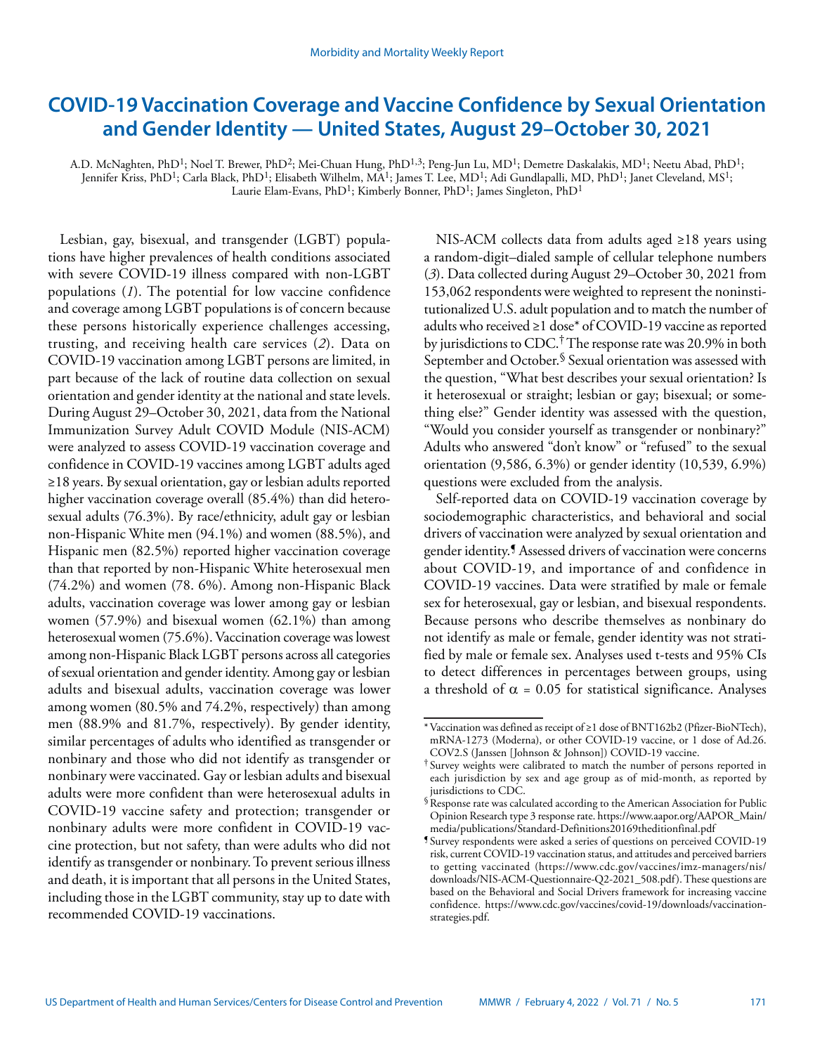# COVID-19 Vaccination Coverage and Vaccine Confidence by Sexual Orientation and Gender Identity — United States, August 29–October 30, 2021

A.D. McNaghten, PhD[1]; Noel T. Brewer, PhD[2]; Mei-Chuan Hung, PhD[1,3]; Peng-Jun Lu, MD[1]; Demetre Daskalakis, MD[1]; Neetu Abad, PhD[1]; Jennifer Kriss, PhD[1]; Carla Black, PhD[1]; Elisabeth Wilhelm, MA[1]; James T. Lee, MD[1]; Adi Gundlapalli, MD, PhD[1]; Janet Cleveland, MS[1]; Laurie Elam-Evans, PhD[1]; Kimberly Bonner, PhD[1]; James Singleton, PhD[1]

Lesbian, gay, bisexual, and transgender (LGBT) populations have higher prevalences of health conditions associated with severe COVID-19 illness compared with non-LGBT populations (*1*). The potential for low vaccine confidence and coverage among LGBT populations is of concern because these persons historically experience challenges accessing, trusting, and receiving health care services (*2*). Data on COVID-19 vaccination among LGBT persons are limited, in part because of the lack of routine data collection on sexual orientation and gender identity at the national and state levels. During August 29–October 30, 2021, data from the National Immunization Survey Adult COVID Module (NIS-ACM) were analyzed to assess COVID-19 vaccination coverage and confidence in COVID-19 vaccines among LGBT adults aged ≥18 years. By sexual orientation, gay or lesbian adults reported higher vaccination coverage overall (85.4%) than did heterosexual adults (76.3%). By race/ethnicity, adult gay or lesbian non-Hispanic White men (94.1%) and women (88.5%), and Hispanic men (82.5%) reported higher vaccination coverage than that reported by non-Hispanic White heterosexual men (74.2%) and women (78. 6%). Among non-Hispanic Black adults, vaccination coverage was lower among gay or lesbian women (57.9%) and bisexual women (62.1%) than among heterosexual women (75.6%). Vaccination coverage was lowest among non-Hispanic Black LGBT persons across all categories of sexual orientation and gender identity. Among gay or lesbian adults and bisexual adults, vaccination coverage was lower among women (80.5% and 74.2%, respectively) than among men (88.9% and 81.7%, respectively). By gender identity, similar percentages of adults who identified as transgender or nonbinary and those who did not identify as transgender or nonbinary were vaccinated. Gay or lesbian adults and bisexual adults were more confident than were heterosexual adults in COVID-19 vaccine safety and protection; transgender or nonbinary adults were more confident in COVID-19 vaccine protection, but not safety, than were adults who did not identify as transgender or nonbinary. To prevent serious illness and death, it is important that all persons in the United States, including those in the LGBT community, stay up to date with recommended COVID-19 vaccinations.

NIS-ACM collects data from adults aged ≥18 years using a random-digit–dialed sample of cellular telephone numbers (*3*). Data collected during August 29–October 30, 2021 from 153,062 respondents were weighted to represent the noninstitutionalized U.S. adult population and to match the number of adults who received ≥1 dose* of COVID-19 vaccine as reported by jurisdictions to CDC.† The response rate was 20.9% in both September and October.§ Sexual orientation was assessed with the question, "What best describes your sexual orientation? Is it heterosexual or straight; lesbian or gay; bisexual; or something else?" Gender identity was assessed with the question, "Would you consider yourself as transgender or nonbinary?" Adults who answered "don't know" or "refused" to the sexual orientation (9,586, 6.3%) or gender identity (10,539, 6.9%) questions were excluded from the analysis.

Self-reported data on COVID-19 vaccination coverage by sociodemographic characteristics, and behavioral and social drivers of vaccination were analyzed by sexual orientation and gender identity.¶ Assessed drivers of vaccination were concerns about COVID-19, and importance of and confidence in COVID-19 vaccines. Data were stratified by male or female sex for heterosexual, gay or lesbian, and bisexual respondents. Because persons who describe themselves as nonbinary do not identify as male or female, gender identity was not stratified by male or female sex. Analyses used t-tests and 95% CIs to detect differences in percentages between groups, using a threshold of $\alpha = 0.05$ for statistical significance. Analyses

---

* Vaccination was defined as receipt of ≥1 dose of BNT162b2 (Pfizer-BioNTech), mRNA-1273 (Moderna), or other COVID-19 vaccine, or 1 dose of Ad.26.COV2.S (Janssen [Johnson & Johnson]) COVID-19 vaccine.

† Survey weights were calibrated to match the number of persons reported in each jurisdiction by sex and age group as of mid-month, as reported by jurisdictions to CDC.

§ Response rate was calculated according to the American Association for Public Opinion Research type 3 response rate. https://www.aapor.org/AAPOR_Main/media/publications/Standard-Definitions20169theditionfinal.pdf

¶ Survey respondents were asked a series of questions on perceived COVID-19 risk, current COVID-19 vaccination status, and attitudes and perceived barriers to getting vaccinated (https://www.cdc.gov/vaccines/imz-managers/nis/downloads/NIS-ACM-Questionnaire-Q2-2021_508.pdf). These questions are based on the Behavioral and Social Drivers framework for increasing vaccine confidence. https://www.cdc.gov/vaccines/covid-19/downloads/vaccination-strategies.pdf.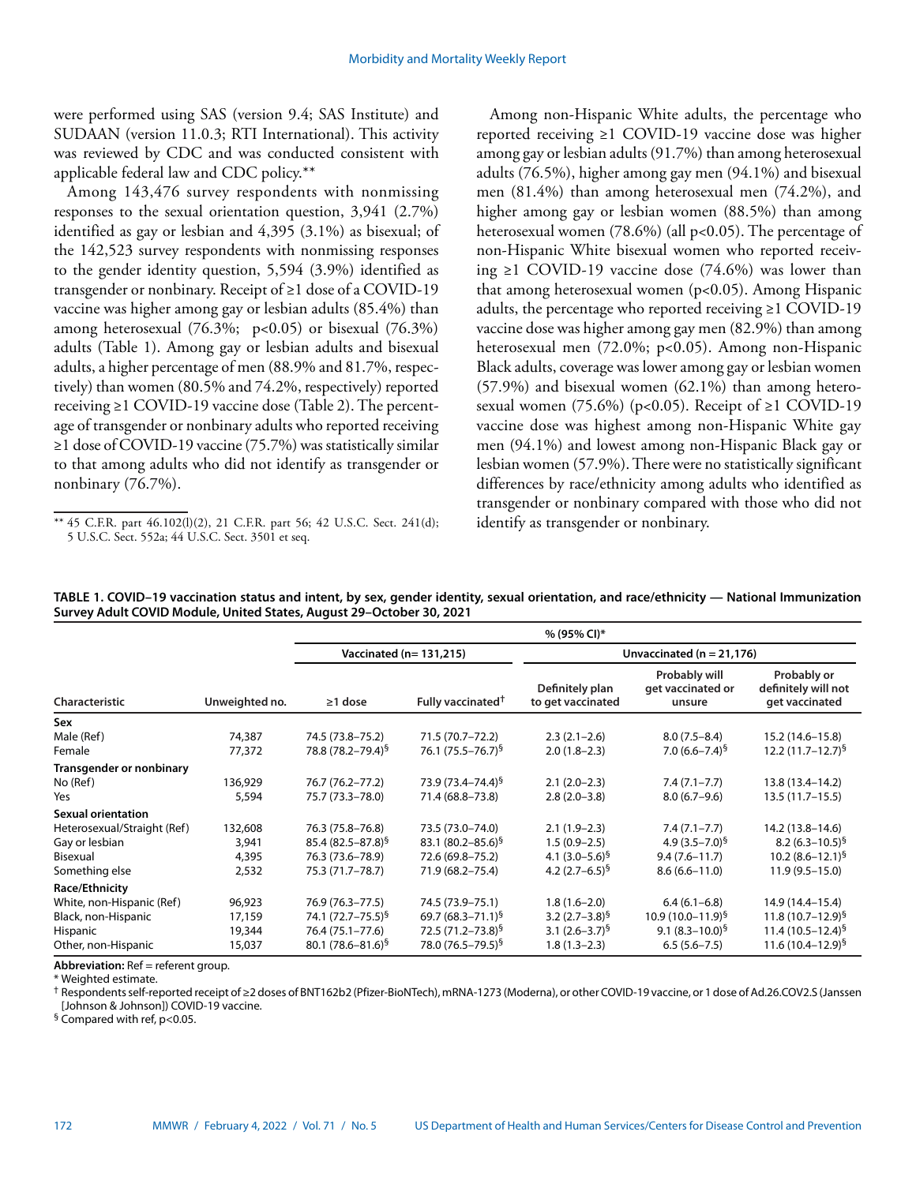were performed using SAS (version 9.4; SAS Institute) and SUDAAN (version 11.0.3; RTI International). This activity was reviewed by CDC and was conducted consistent with applicable federal law and CDC policy.**

Among 143,476 survey respondents with nonmissing responses to the sexual orientation question, 3,941 (2.7%) identified as gay or lesbian and 4,395 (3.1%) as bisexual; of the 142,523 survey respondents with nonmissing responses to the gender identity question, 5,594 (3.9%) identified as transgender or nonbinary. Receipt of ≥1 dose of a COVID-19 vaccine was higher among gay or lesbian adults (85.4%) than among heterosexual (76.3%; $p<0.05$) or bisexual (76.3%) adults (Table 1). Among gay or lesbian adults and bisexual adults, a higher percentage of men (88.9% and 81.7%, respectively) than women (80.5% and 74.2%, respectively) reported receiving ≥1 COVID-19 vaccine dose (Table 2). The percentage of transgender or nonbinary adults who reported receiving ≥1 dose of COVID-19 vaccine (75.7%) was statistically similar to that among adults who did not identify as transgender or nonbinary (76.7%).

Among non-Hispanic White adults, the percentage who reported receiving ≥1 COVID-19 vaccine dose was higher among gay or lesbian adults (91.7%) than among heterosexual adults (76.5%), higher among gay men (94.1%) and bisexual men (81.4%) than among heterosexual men (74.2%), and higher among gay or lesbian women (88.5%) than among heterosexual women (78.6%) (all $p<0.05$). The percentage of non-Hispanic White bisexual women who reported receiving ≥1 COVID-19 vaccine dose (74.6%) was lower than that among heterosexual women ($p<0.05$). Among Hispanic adults, the percentage who reported receiving ≥1 COVID-19 vaccine dose was higher among gay men (82.9%) than among heterosexual men (72.0%; $p<0.05$). Among non-Hispanic Black adults, coverage was lower among gay or lesbian women (57.9%) and bisexual women (62.1%) than among heterosexual women (75.6%) ($p<0.05$). Receipt of ≥1 COVID-19 vaccine dose was highest among non-Hispanic White gay men (94.1%) and lowest among non-Hispanic Black gay or lesbian women (57.9%). There were no statistically significant differences by race/ethnicity among adults who identified as transgender or nonbinary compared with those who did not identify as transgender or nonbinary.

** 45 C.F.R. part 46.102(l)(2), 21 C.F.R. part 56; 42 U.S.C. Sect. 241(d); 5 U.S.C. Sect. 552a; 44 U.S.C. Sect. 3501 et seq.

**TABLE 1. COVID–19 vaccination status and intent, by sex, gender identity, sexual orientation, and race/ethnicity — National Immunization Survey Adult COVID Module, United States, August 29–October 30, 2021**

| | | % (95% CI)* | | | | |
|---|---|---|---|---|---|---|
| | | Vaccinated (n= 131,215) | | Unvaccinated (n = 21,176) | | |
| Characteristic | Unweighted no. | ≥1 dose | Fully vaccinated† | Definitely plan to get vaccinated | Probably will get vaccinated or unsure | Probably or definitely will not get vaccinated |
| **Sex** | | | | | | |
| Male (Ref) | 74,387 | 74.5 (73.8–75.2) | 71.5 (70.7–72.2) | 2.3 (2.1–2.6) | 8.0 (7.5–8.4) | 15.2 (14.6–15.8) |
| Female | 77,372 | 78.8 (78.2–79.4)§ | 76.1 (75.5–76.7)§ | 2.0 (1.8–2.3) | 7.0 (6.6–7.4)§ | 12.2 (11.7–12.7)§ |
| **Transgender or nonbinary** | | | | | | |
| No (Ref) | 136,929 | 76.7 (76.2–77.2) | 73.9 (73.4–74.4)§ | 2.1 (2.0–2.3) | 7.4 (7.1–7.7) | 13.8 (13.4–14.2) |
| Yes | 5,594 | 75.7 (73.3–78.0) | 71.4 (68.8–73.8) | 2.8 (2.0–3.8) | 8.0 (6.7–9.6) | 13.5 (11.7–15.5) |
| **Sexual orientation** | | | | | | |
| Heterosexual/Straight (Ref) | 132,608 | 76.3 (75.8–76.8) | 73.5 (73.0–74.0) | 2.1 (1.9–2.3) | 7.4 (7.1–7.7) | 14.2 (13.8–14.6) |
| Gay or lesbian | 3,941 | 85.4 (82.5–87.8)§ | 83.1 (80.2–85.6)§ | 1.5 (0.9–2.5) | 4.9 (3.5–7.0)§ | 8.2 (6.3–10.5)§ |
| Bisexual | 4,395 | 76.3 (73.6–78.9) | 72.6 (69.8–75.2) | 4.1 (3.0–5.6)§ | 9.4 (7.6–11.7) | 10.2 (8.6–12.1)§ |
| Something else | 2,532 | 75.3 (71.7–78.7) | 71.9 (68.2–75.4) | 4.2 (2.7–6.5)§ | 8.6 (6.6–11.0) | 11.9 (9.5–15.0) |
| **Race/Ethnicity** | | | | | | |
| White, non-Hispanic (Ref) | 96,923 | 76.9 (76.3–77.5) | 74.5 (73.9–75.1) | 1.8 (1.6–2.0) | 6.4 (6.1–6.8) | 14.9 (14.4–15.4) |
| Black, non-Hispanic | 17,159 | 74.1 (72.7–75.5)§ | 69.7 (68.3–71.1)§ | 3.2 (2.7–3.8)§ | 10.9 (10.0–11.9)§ | 11.8 (10.7–12.9)§ |
| Hispanic | 19,344 | 76.4 (75.1–77.6) | 72.5 (71.2–73.8)§ | 3.1 (2.6–3.7)§ | 9.1 (8.3–10.0)§ | 11.4 (10.5–12.4)§ |
| Other, non-Hispanic | 15,037 | 80.1 (78.6–81.6)§ | 78.0 (76.5–79.5)§ | 1.8 (1.3–2.3) | 6.5 (5.6–7.5) | 11.6 (10.4–12.9)§ |

**Abbreviation:** Ref = referent group.
* Weighted estimate.
† Respondents self-reported receipt of ≥2 doses of BNT162b2 (Pfizer-BioNTech), mRNA-1273 (Moderna), or other COVID-19 vaccine, or 1 dose of Ad.26.COV2.S (Janssen [Johnson & Johnson]) COVID-19 vaccine.
§ Compared with ref, $p<0.05$.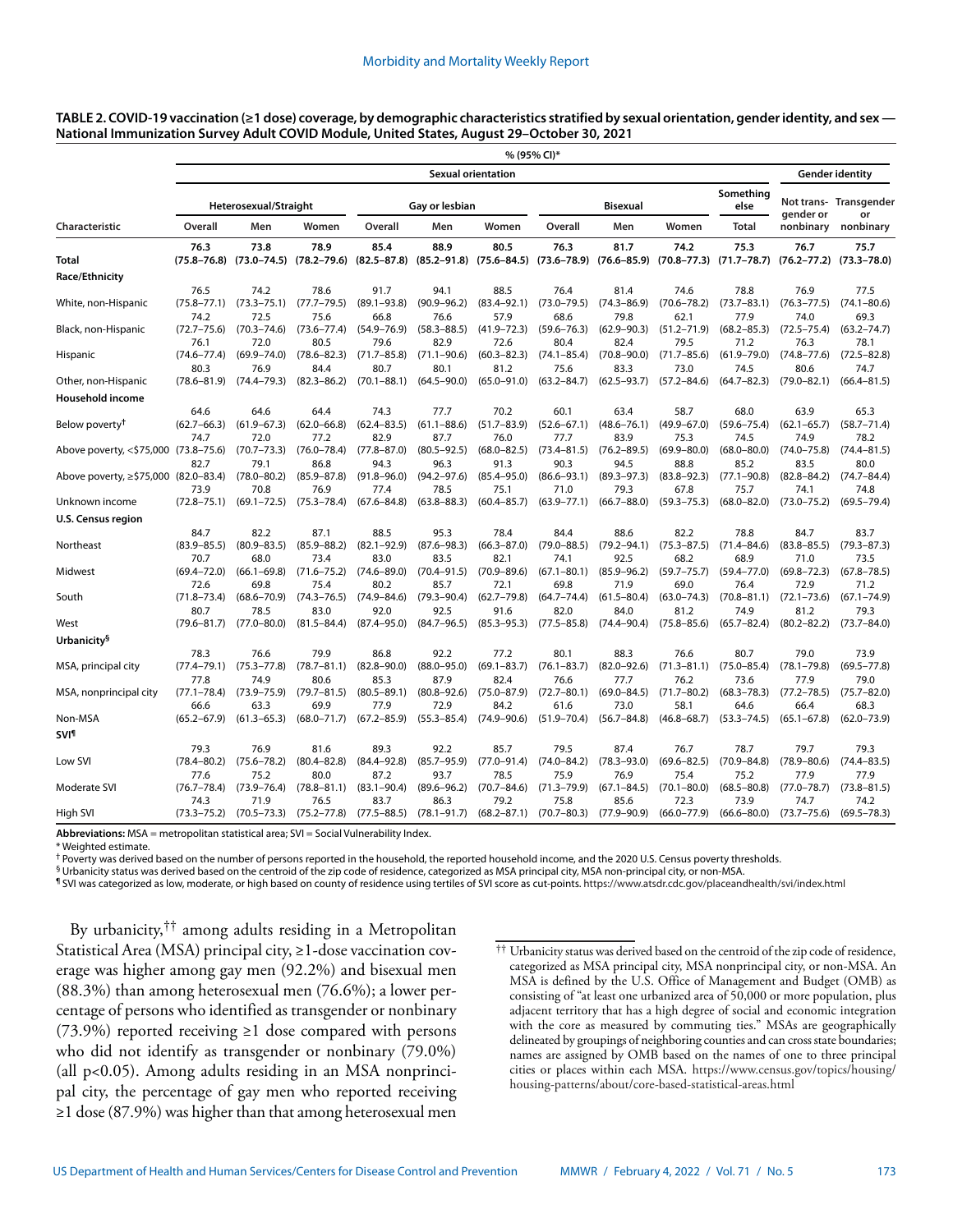**TABLE 2. COVID-19 vaccination (≥1 dose) coverage, by demographic characteristics stratified by sexual orientation, gender identity, and sex — National Immunization Survey Adult COVID Module, United States, August 29–October 30, 2021**

| | % (95% CI)* | | | | | | | | | | | |
|---|---|---|---|---|---|---|---|---|---|---|---|---|
| | Sexual orientation | | | | | | | | | | Gender identity | |
| | Heterosexual/Straight | | | Gay or lesbian | | | Bisexual | | | Something else | Not trans-gender or nonbinary | Transgender or nonbinary |
| Characteristic | Overall | Men | Women | Overall | Men | Women | Overall | Men | Women | Total | | |
| **Total** | **76.3 (75.8–76.8)** | **73.8 (73.0–74.5)** | **78.9 (78.2–79.6)** | **85.4 (82.5–87.8)** | **88.9 (85.2–91.8)** | **80.5 (75.6–84.5)** | **76.3 (73.6–78.9)** | **81.7 (76.6–85.9)** | **74.2 (70.8–77.3)** | **75.3 (71.7–78.7)** | **76.7 (76.2–77.2)** | **75.7 (73.3–78.0)** |
| **Race/Ethnicity** | | | | | | | | | | | | |
| White, non-Hispanic | 76.5 (75.8–77.1) | 74.2 (73.3–75.1) | 78.6 (77.7–79.5) | 91.7 (89.1–93.8) | 94.1 (90.9–96.2) | 88.5 (83.4–92.1) | 76.4 (73.0–79.5) | 81.4 (74.3–86.9) | 74.6 (70.6–78.2) | 78.8 (73.7–83.1) | 76.9 (76.3–77.5) | 77.5 (74.1–80.6) |
| Black, non-Hispanic | 74.2 (72.7–75.6) | 72.5 (70.3–74.6) | 75.6 (73.6–77.4) | 66.8 (54.9–76.9) | 76.6 (58.3–88.5) | 57.9 (41.9–72.3) | 68.6 (59.6–76.3) | 79.8 (62.9–90.3) | 62.1 (51.2–71.9) | 77.9 (68.2–85.3) | 74.0 (72.5–75.4) | 69.3 (63.2–74.7) |
| Hispanic | 76.1 (74.6–77.4) | 72.0 (69.9–74.0) | 80.5 (78.6–82.3) | 79.6 (71.7–85.8) | 82.9 (71.1–90.6) | 72.6 (60.3–82.3) | 80.4 (74.1–85.4) | 82.4 (70.8–90.0) | 79.5 (71.7–85.6) | 71.2 (61.9–79.0) | 76.3 (74.8–77.6) | 78.1 (72.5–82.8) |
| Other, non-Hispanic | 80.3 (78.6–81.9) | 76.9 (74.4–79.3) | 84.4 (82.3–86.2) | 80.7 (70.1–88.1) | 80.1 (64.5–90.0) | 81.2 (65.0–91.0) | 75.6 (63.2–84.7) | 83.3 (62.5–93.7) | 73.0 (57.2–84.6) | 74.5 (64.7–82.3) | 80.6 (79.0–82.1) | 74.7 (66.4–81.5) |
| **Household income** | | | | | | | | | | | | |
| Below poverty† | 64.6 (62.7–66.3) | 64.6 (61.9–67.3) | 64.4 (62.0–66.8) | 74.3 (62.4–83.5) | 77.7 (61.1–88.6) | 70.2 (51.7–83.9) | 60.1 (52.6–67.1) | 63.4 (48.6–76.1) | 58.7 (49.9–67.0) | 68.0 (59.6–75.4) | 63.9 (62.1–65.7) | 65.3 (58.7–71.4) |
| Above poverty, <$75,000 | 74.7 (73.8–75.6) | 72.0 (70.7–73.3) | 77.2 (76.0–78.4) | 82.9 (77.8–87.0) | 87.7 (80.5–92.5) | 76.0 (68.0–82.5) | 77.7 (73.4–81.5) | 83.9 (76.2–89.5) | 75.3 (69.9–80.0) | 74.5 (68.0–80.0) | 74.9 (74.0–75.8) | 78.2 (74.4–81.5) |
| Above poverty, ≥$75,000 | 82.7 (82.0–83.4) | 79.1 (78.0–80.2) | 86.8 (85.9–87.8) | 94.3 (91.8–96.0) | 96.3 (94.2–97.6) | 91.3 (85.4–95.0) | 90.3 (86.6–93.1) | 94.5 (89.3–97.3) | 88.8 (83.8–92.3) | 85.2 (77.1–90.8) | 83.5 (82.8–84.2) | 80.0 (74.7–84.4) |
| Unknown income | 73.9 (72.8–75.1) | 70.8 (69.1–72.5) | 76.9 (75.3–78.4) | 77.4 (67.6–84.8) | 78.5 (63.8–88.3) | 75.1 (60.4–85.7) | 71.0 (63.9–77.1) | 79.3 (66.7–88.0) | 67.8 (59.3–75.3) | 75.7 (68.0–82.0) | 74.1 (73.0–75.2) | 74.8 (69.5–79.4) |
| **U.S. Census region** | | | | | | | | | | | | |
| Northeast | 84.7 (83.9–85.5) | 82.2 (80.9–83.5) | 87.1 (85.9–88.2) | 88.5 (82.1–92.9) | 95.3 (87.6–98.3) | 78.4 (66.3–87.0) | 84.4 (79.0–88.5) | 88.6 (79.2–94.1) | 82.2 (75.3–87.5) | 78.8 (71.4–84.6) | 84.7 (83.8–85.5) | 83.7 (79.3–87.3) |
| Midwest | 70.7 (69.4–72.0) | 68.0 (66.1–69.8) | 73.4 (71.6–75.2) | 83.0 (74.6–89.0) | 83.5 (70.4–91.5) | 82.1 (70.9–89.6) | 74.1 (67.1–80.1) | 92.5 (85.9–96.2) | 68.2 (59.7–75.7) | 68.9 (59.4–77.0) | 71.0 (69.8–72.3) | 73.5 (67.8–78.5) |
| South | 72.6 (71.8–73.4) | 69.8 (68.6–70.9) | 75.4 (74.3–76.5) | 80.2 (74.9–84.6) | 85.7 (79.3–90.4) | 72.1 (62.7–79.8) | 69.8 (64.7–74.4) | 71.9 (61.5–80.4) | 69.0 (63.0–74.3) | 76.4 (70.8–81.1) | 72.9 (72.1–73.6) | 71.2 (67.1–74.9) |
| West | 80.7 (79.6–81.7) | 78.5 (77.0–80.0) | 83.0 (81.5–84.4) | 92.0 (87.4–95.0) | 92.5 (84.7–96.5) | 91.6 (85.3–95.3) | 82.0 (77.5–85.8) | 84.0 (74.4–90.4) | 81.2 (75.8–85.6) | 74.9 (65.7–82.4) | 81.2 (80.2–82.2) | 79.3 (73.7–84.0) |
| **Urbanicity§** | | | | | | | | | | | | |
| MSA, principal city | 78.3 (77.4–79.1) | 76.6 (75.3–77.8) | 79.9 (78.7–81.1) | 86.8 (82.8–90.0) | 92.2 (88.0–95.0) | 77.2 (69.1–83.7) | 80.1 (76.1–83.7) | 88.3 (82.0–92.6) | 76.6 (71.3–81.1) | 80.7 (75.0–85.4) | 79.0 (78.1–79.8) | 73.9 (69.5–77.8) |
| MSA, nonprincipal city | 77.8 (77.1–78.4) | 74.9 (73.9–75.9) | 80.6 (79.7–81.5) | 85.3 (80.5–89.1) | 87.9 (80.8–92.6) | 82.4 (75.0–87.9) | 76.6 (72.7–80.1) | 77.7 (69.0–84.5) | 76.2 (71.7–80.2) | 73.6 (68.3–78.3) | 77.9 (77.2–78.5) | 79.0 (75.7–82.0) |
| Non-MSA | 66.6 (65.2–67.9) | 63.3 (61.3–65.3) | 69.9 (68.0–71.7) | 77.9 (67.2–85.9) | 72.9 (55.3–85.4) | 84.2 (74.9–90.6) | 61.6 (51.9–70.4) | 73.0 (56.7–84.8) | 58.1 (46.8–68.7) | 64.6 (53.3–74.5) | 66.4 (65.1–67.8) | 68.3 (62.0–73.9) |
| **SVI¶** | | | | | | | | | | | | |
| Low SVI | 79.3 (78.4–80.2) | 76.9 (75.6–78.2) | 81.6 (80.4–82.8) | 89.3 (84.4–92.8) | 92.2 (85.7–95.9) | 85.7 (77.0–91.4) | 79.5 (74.0–84.2) | 87.4 (78.3–93.0) | 76.7 (69.6–82.5) | 78.7 (70.9–84.8) | 79.7 (78.9–80.6) | 79.3 (74.4–83.5) |
| Moderate SVI | 77.6 (76.7–78.4) | 75.2 (73.9–76.4) | 80.0 (78.8–81.1) | 87.2 (83.1–90.4) | 93.7 (89.6–96.2) | 78.5 (70.7–84.6) | 75.9 (71.3–79.9) | 76.9 (67.1–84.5) | 75.4 (70.1–80.0) | 75.2 (68.5–80.8) | 77.9 (77.0–78.7) | 77.9 (73.8–81.5) |
| High SVI | 74.3 (73.3–75.2) | 71.9 (70.5–73.3) | 76.5 (75.2–77.8) | 83.7 (77.5–88.5) | 86.3 (78.1–91.7) | 79.2 (68.2–87.1) | 75.8 (70.7–80.3) | 85.6 (77.9–90.9) | 72.3 (66.0–77.9) | 73.9 (66.6–80.0) | 74.7 (73.7–75.6) | 74.2 (69.5–78.3) |

**Abbreviations:** MSA = metropolitan statistical area; SVI = Social Vulnerability Index.

\* Weighted estimate.

† Poverty was derived based on the number of persons reported in the household, the reported household income, and the 2020 U.S. Census poverty thresholds.

§ Urbanicity status was derived based on the centroid of the zip code of residence, categorized as MSA principal city, MSA non-principal city, or non-MSA.

¶ SVI was categorized as low, moderate, or high based on county of residence using tertiles of SVI score as cut-points. https://www.atsdr.cdc.gov/placeandhealth/svi/index.html

By urbanicity,[††] among adults residing in a Metropolitan Statistical Area (MSA) principal city, ≥1-dose vaccination coverage was higher among gay men (92.2%) and bisexual men (88.3%) than among heterosexual men (76.6%); a lower percentage of persons who identified as transgender or nonbinary (73.9%) reported receiving ≥1 dose compared with persons who did not identify as transgender or nonbinary (79.0%) (all p<0.05). Among adults residing in an MSA nonprincipal city, the percentage of gay men who reported receiving ≥1 dose (87.9%) was higher than that among heterosexual men

[††] Urbanicity status was derived based on the centroid of the zip code of residence, categorized as MSA principal city, MSA nonprincipal city, or non-MSA. An MSA is defined by the U.S. Office of Management and Budget (OMB) as consisting of "at least one urbanized area of 50,000 or more population, plus adjacent territory that has a high degree of social and economic integration with the core as measured by commuting ties." MSAs are geographically delineated by groupings of neighboring counties and can cross state boundaries; names are assigned by OMB based on the names of one to three principal cities or places within each MSA. https://www.census.gov/topics/housing/housing-patterns/about/core-based-statistical-areas.html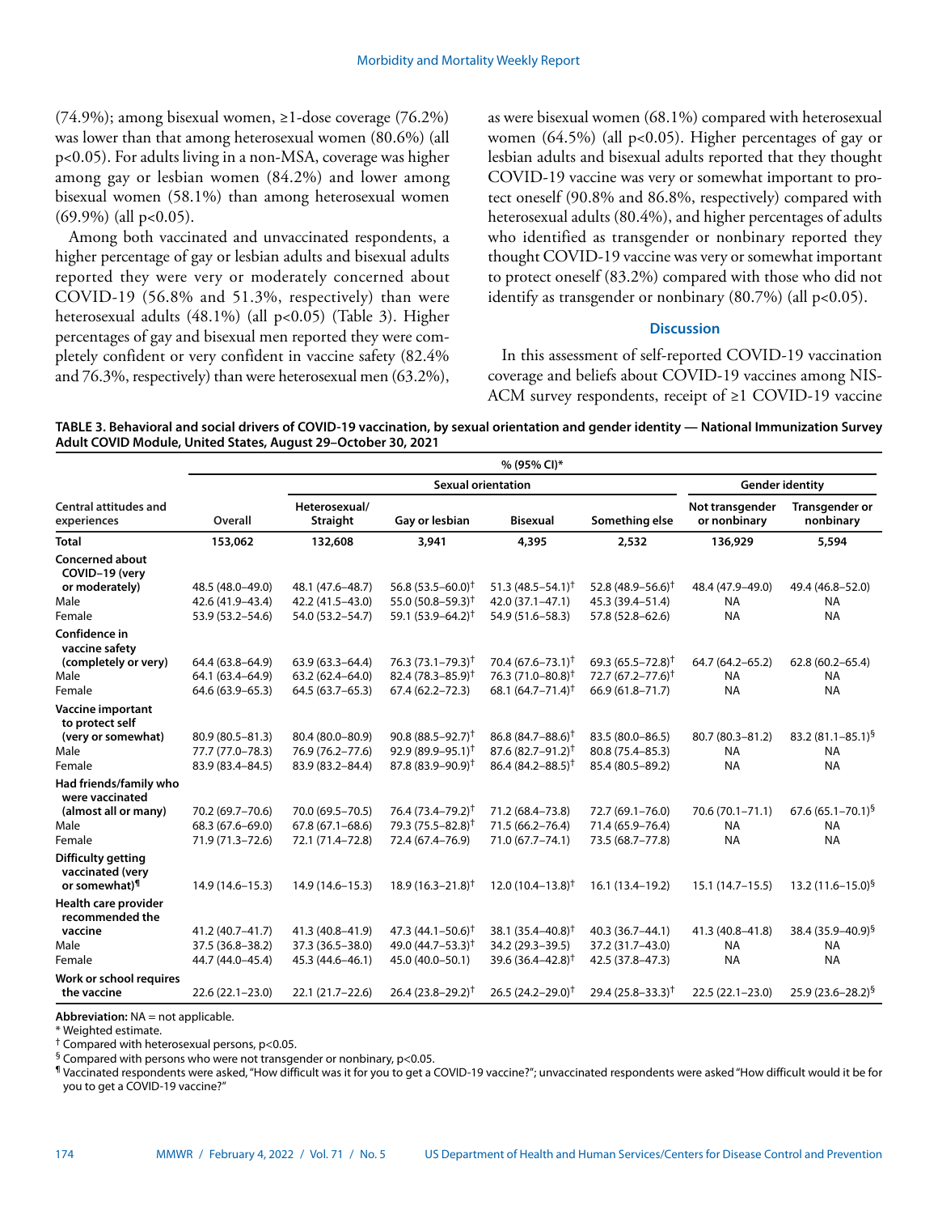(74.9%); among bisexual women, ≥1-dose coverage (76.2%) was lower than that among heterosexual women (80.6%) (all p<0.05). For adults living in a non-MSA, coverage was higher among gay or lesbian women (84.2%) and lower among bisexual women (58.1%) than among heterosexual women (69.9%) (all p<0.05).

Among both vaccinated and unvaccinated respondents, a higher percentage of gay or lesbian adults and bisexual adults reported they were very or moderately concerned about COVID-19 (56.8% and 51.3%, respectively) than were heterosexual adults (48.1%) (all p<0.05) (Table 3). Higher percentages of gay and bisexual men reported they were completely confident or very confident in vaccine safety (82.4% and 76.3%, respectively) than were heterosexual men (63.2%), as were bisexual women (68.1%) compared with heterosexual women (64.5%) (all p<0.05). Higher percentages of gay or lesbian adults and bisexual adults reported that they thought COVID-19 vaccine was very or somewhat important to protect oneself (90.8% and 86.8%, respectively) compared with heterosexual adults (80.4%), and higher percentages of adults who identified as transgender or nonbinary reported they thought COVID-19 vaccine was very or somewhat important to protect oneself (83.2%) compared with those who did not identify as transgender or nonbinary (80.7%) (all p<0.05).

## Discussion

In this assessment of self-reported COVID-19 vaccination coverage and beliefs about COVID-19 vaccines among NIS-ACM survey respondents, receipt of ≥1 COVID-19 vaccine

**TABLE 3. Behavioral and social drivers of COVID-19 vaccination, by sexual orientation and gender identity — National Immunization Survey Adult COVID Module, United States, August 29–October 30, 2021**

| Central attitudes and experiences | % (95% CI)* | | | | | | |
|---|---|---|---|---|---|---|---|
| | | Sexual orientation | | | | Gender identity | |
| | Overall | Heterosexual/ Straight | Gay or lesbian | Bisexual | Something else | Not transgender or nonbinary | Transgender or nonbinary |
| **Total** | 153,062 | 132,608 | 3,941 | 4,395 | 2,532 | 136,929 | 5,594 |
| **Concerned about COVID–19 (very or moderately)** | 48.5 (48.0–49.0) | 48.1 (47.6–48.7) | 56.8 (53.5–60.0)† | 51.3 (48.5–54.1)† | 52.8 (48.9–56.6)† | 48.4 (47.9–49.0) | 49.4 (46.8–52.0) |
| Male | 42.6 (41.9–43.4) | 42.2 (41.5–43.0) | 55.0 (50.8–59.3)† | 42.0 (37.1–47.1) | 45.3 (39.4–51.4) | NA | NA |
| Female | 53.9 (53.2–54.6) | 54.0 (53.2–54.7) | 59.1 (53.9–64.2)† | 54.9 (51.6–58.3) | 57.8 (52.8–62.6) | NA | NA |
| **Confidence in vaccine safety (completely or very)** | 64.4 (63.8–64.9) | 63.9 (63.3–64.4) | 76.3 (73.1–79.3)† | 70.4 (67.6–73.1)† | 69.3 (65.5–72.8)† | 64.7 (64.2–65.2) | 62.8 (60.2–65.4) |
| Male | 64.1 (63.4–64.9) | 63.2 (62.4–64.0) | 82.4 (78.3–85.9)† | 76.3 (71.0–80.8)† | 72.7 (67.2–77.6)† | NA | NA |
| Female | 64.6 (63.9–65.3) | 64.5 (63.7–65.3) | 67.4 (62.2–72.3) | 68.1 (64.7–71.4)† | 66.9 (61.8–71.7) | NA | NA |
| **Vaccine important to protect self (very or somewhat)** | 80.9 (80.5–81.3) | 80.4 (80.0–80.9) | 90.8 (88.5–92.7)† | 86.8 (84.7–88.6)† | 83.5 (80.0–86.5) | 80.7 (80.3–81.2) | 83.2 (81.1–85.1)§ |
| Male | 77.7 (77.0–78.3) | 76.9 (76.2–77.6) | 92.9 (89.9–95.1)† | 87.6 (82.7–91.2)† | 80.8 (75.4–85.3) | NA | NA |
| Female | 83.9 (83.4–84.5) | 83.9 (83.2–84.4) | 87.8 (83.9–90.9)† | 86.4 (84.2–88.5)† | 85.4 (80.5–89.2) | NA | NA |
| **Had friends/family who were vaccinated (almost all or many)** | 70.2 (69.7–70.6) | 70.0 (69.5–70.5) | 76.4 (73.4–79.2)† | 71.2 (68.4–73.8) | 72.7 (69.1–76.0) | 70.6 (70.1–71.1) | 67.6 (65.1–70.1)§ |
| Male | 68.3 (67.6–69.0) | 67.8 (67.1–68.6) | 79.3 (75.5–82.8)† | 71.5 (66.2–76.4) | 71.4 (65.9–76.4) | NA | NA |
| Female | 71.9 (71.3–72.6) | 72.1 (71.4–72.8) | 72.4 (67.4–76.9) | 71.0 (67.7–74.1) | 73.5 (68.7–77.8) | NA | NA |
| **Difficulty getting vaccinated (very or somewhat)¶** | 14.9 (14.6–15.3) | 14.9 (14.6–15.3) | 18.9 (16.3–21.8)† | 12.0 (10.4–13.8)† | 16.1 (13.4–19.2) | 15.1 (14.7–15.5) | 13.2 (11.6–15.0)§ |
| **Health care provider recommended the vaccine** | 41.2 (40.7–41.7) | 41.3 (40.8–41.9) | 47.3 (44.1–50.6)† | 38.1 (35.4–40.8)† | 40.3 (36.7–44.1) | 41.3 (40.8–41.8) | 38.4 (35.9–40.9)§ |
| Male | 37.5 (36.8–38.2) | 37.3 (36.5–38.0) | 49.0 (44.7–53.3)† | 34.2 (29.3–39.5) | 37.2 (31.7–43.0) | NA | NA |
| Female | 44.7 (44.0–45.4) | 45.3 (44.6–46.1) | 45.0 (40.0–50.1) | 39.6 (36.4–42.8)† | 42.5 (37.8–47.3) | NA | NA |
| **Work or school requires the vaccine** | 22.6 (22.1–23.0) | 22.1 (21.7–22.6) | 26.4 (23.8–29.2)† | 26.5 (24.2–29.0)† | 29.4 (25.8–33.3)† | 22.5 (22.1–23.0) | 25.9 (23.6–28.2)§ |

**Abbreviation:** NA = not applicable.
* Weighted estimate.
† Compared with heterosexual persons, p<0.05.
§ Compared with persons who were not transgender or nonbinary, p<0.05.
¶ Vaccinated respondents were asked, "How difficult was it for you to get a COVID-19 vaccine?"; unvaccinated respondents were asked "How difficult would it be for you to get a COVID-19 vaccine?"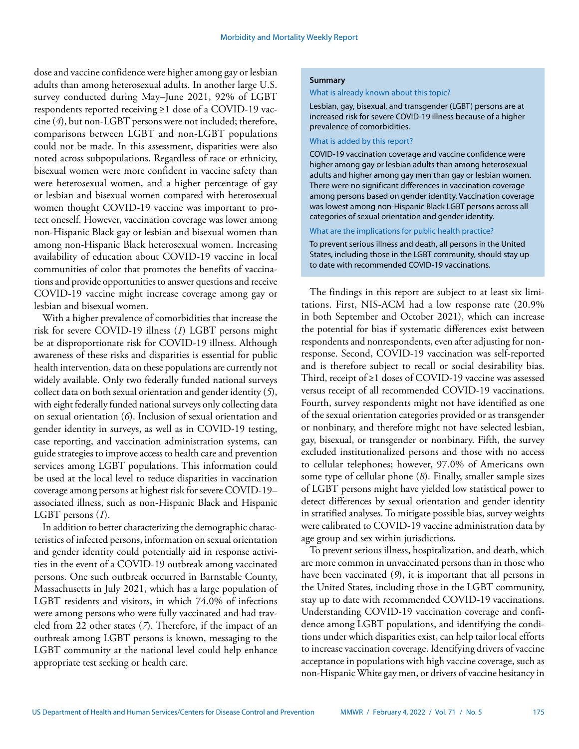dose and vaccine confidence were higher among gay or lesbian adults than among heterosexual adults. In another large U.S. survey conducted during May–June 2021, 92% of LGBT respondents reported receiving ≥1 dose of a COVID-19 vaccine (*4*), but non-LGBT persons were not included; therefore, comparisons between LGBT and non-LGBT populations could not be made. In this assessment, disparities were also noted across subpopulations. Regardless of race or ethnicity, bisexual women were more confident in vaccine safety than were heterosexual women, and a higher percentage of gay or lesbian and bisexual women compared with heterosexual women thought COVID-19 vaccine was important to protect oneself. However, vaccination coverage was lower among non-Hispanic Black gay or lesbian and bisexual women than among non-Hispanic Black heterosexual women. Increasing availability of education about COVID-19 vaccine in local communities of color that promotes the benefits of vaccinations and provide opportunities to answer questions and receive COVID-19 vaccine might increase coverage among gay or lesbian and bisexual women.

With a higher prevalence of comorbidities that increase the risk for severe COVID-19 illness (*1*) LGBT persons might be at disproportionate risk for COVID-19 illness. Although awareness of these risks and disparities is essential for public health intervention, data on these populations are currently not widely available. Only two federally funded national surveys collect data on both sexual orientation and gender identity (*5*), with eight federally funded national surveys only collecting data on sexual orientation (*6*). Inclusion of sexual orientation and gender identity in surveys, as well as in COVID-19 testing, case reporting, and vaccination administration systems, can guide strategies to improve access to health care and prevention services among LGBT populations. This information could be used at the local level to reduce disparities in vaccination coverage among persons at highest risk for severe COVID-19–associated illness, such as non-Hispanic Black and Hispanic LGBT persons (*1*).

In addition to better characterizing the demographic characteristics of infected persons, information on sexual orientation and gender identity could potentially aid in response activities in the event of a COVID-19 outbreak among vaccinated persons. One such outbreak occurred in Barnstable County, Massachusetts in July 2021, which has a large population of LGBT residents and visitors, in which 74.0% of infections were among persons who were fully vaccinated and had traveled from 22 other states (*7*). Therefore, if the impact of an outbreak among LGBT persons is known, messaging to the LGBT community at the national level could help enhance appropriate test seeking or health care.

> **Summary**
>
> **What is already known about this topic?**
>
> Lesbian, gay, bisexual, and transgender (LGBT) persons are at increased risk for severe COVID-19 illness because of a higher prevalence of comorbidities.
>
> **What is added by this report?**
>
> COVID-19 vaccination coverage and vaccine confidence were higher among gay or lesbian adults than among heterosexual adults and higher among gay men than gay or lesbian women. There were no significant differences in vaccination coverage among persons based on gender identity. Vaccination coverage was lowest among non-Hispanic Black LGBT persons across all categories of sexual orientation and gender identity.
>
> **What are the implications for public health practice?**
>
> To prevent serious illness and death, all persons in the United States, including those in the LGBT community, should stay up to date with recommended COVID-19 vaccinations.

The findings in this report are subject to at least six limitations. First, NIS-ACM had a low response rate (20.9% in both September and October 2021), which can increase the potential for bias if systematic differences exist between respondents and nonrespondents, even after adjusting for nonresponse. Second, COVID-19 vaccination was self-reported and is therefore subject to recall or social desirability bias. Third, receipt of ≥1 doses of COVID-19 vaccine was assessed versus receipt of all recommended COVID-19 vaccinations. Fourth, survey respondents might not have identified as one of the sexual orientation categories provided or as transgender or nonbinary, and therefore might not have selected lesbian, gay, bisexual, or transgender or nonbinary. Fifth, the survey excluded institutionalized persons and those with no access to cellular telephones; however, 97.0% of Americans own some type of cellular phone (*8*). Finally, smaller sample sizes of LGBT persons might have yielded low statistical power to detect differences by sexual orientation and gender identity in stratified analyses. To mitigate possible bias, survey weights were calibrated to COVID-19 vaccine administration data by age group and sex within jurisdictions.

To prevent serious illness, hospitalization, and death, which are more common in unvaccinated persons than in those who have been vaccinated (*9*), it is important that all persons in the United States, including those in the LGBT community, stay up to date with recommended COVID-19 vaccinations. Understanding COVID-19 vaccination coverage and confidence among LGBT populations, and identifying the conditions under which disparities exist, can help tailor local efforts to increase vaccination coverage. Identifying drivers of vaccine acceptance in populations with high vaccine coverage, such as non-Hispanic White gay men, or drivers of vaccine hesitancy in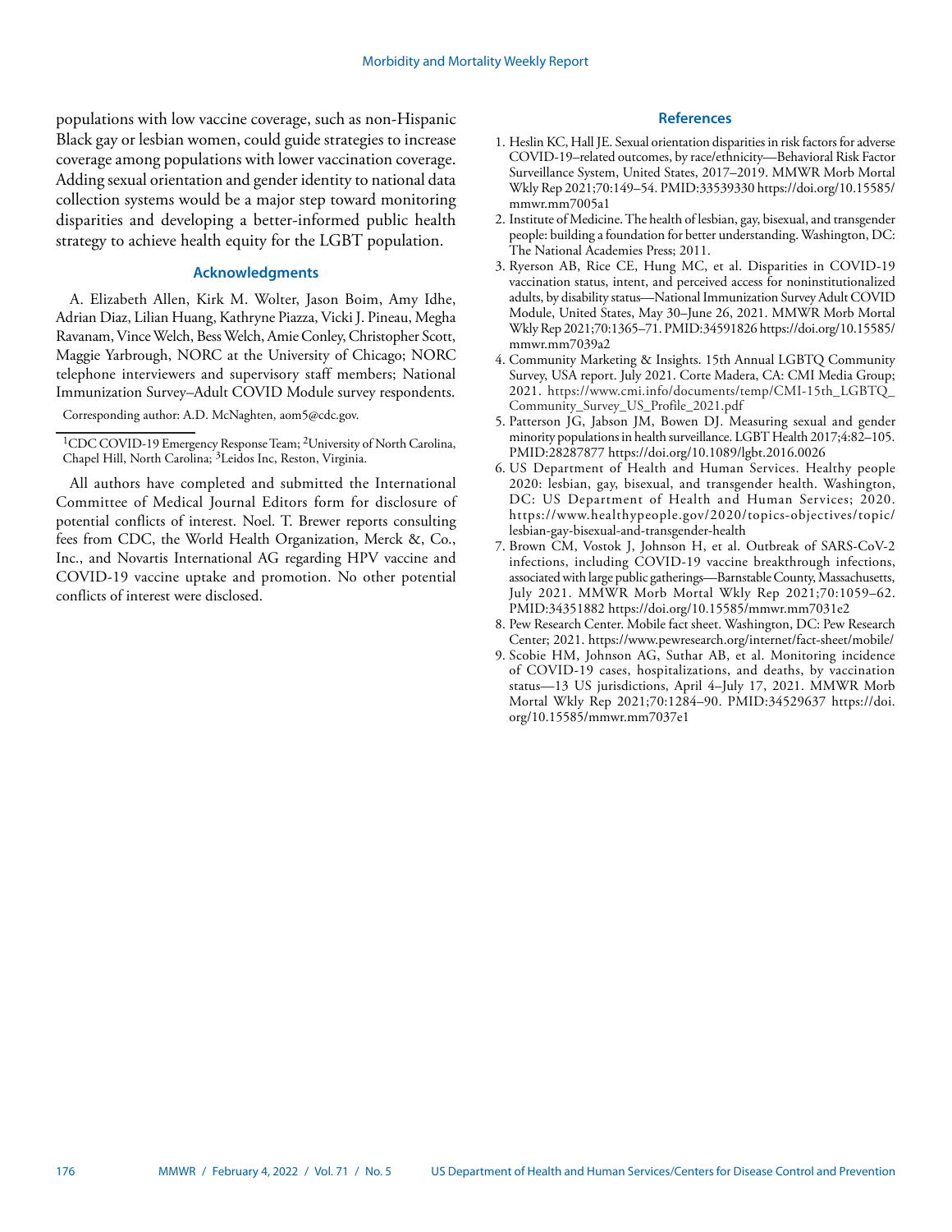populations with low vaccine coverage, such as non-Hispanic Black gay or lesbian women, could guide strategies to increase coverage among populations with lower vaccination coverage. Adding sexual orientation and gender identity to national data collection systems would be a major step toward monitoring disparities and developing a better-informed public health strategy to achieve health equity for the LGBT population.

## Acknowledgments

A. Elizabeth Allen, Kirk M. Wolter, Jason Boim, Amy Idhe, Adrian Diaz, Lilian Huang, Kathryne Piazza, Vicki J. Pineau, Megha Ravanam, Vince Welch, Bess Welch, Amie Conley, Christopher Scott, Maggie Yarbrough, NORC at the University of Chicago; NORC telephone interviewers and supervisory staff members; National Immunization Survey–Adult COVID Module survey respondents.

Corresponding author: A.D. McNaghten, aom5@cdc.gov.

[1]CDC COVID-19 Emergency Response Team; [2]University of North Carolina, Chapel Hill, North Carolina; [3]Leidos Inc, Reston, Virginia.

All authors have completed and submitted the International Committee of Medical Journal Editors form for disclosure of potential conflicts of interest. Noel. T. Brewer reports consulting fees from CDC, the World Health Organization, Merck &, Co., Inc., and Novartis International AG regarding HPV vaccine and COVID-19 vaccine uptake and promotion. No other potential conflicts of interest were disclosed.

## References

1. Heslin KC, Hall JE. Sexual orientation disparities in risk factors for adverse COVID-19–related outcomes, by race/ethnicity—Behavioral Risk Factor Surveillance System, United States, 2017–2019. MMWR Morb Mortal Wkly Rep 2021;70:149–54. PMID:33539330 https://doi.org/10.15585/mmwr.mm7005a1
2. Institute of Medicine. The health of lesbian, gay, bisexual, and transgender people: building a foundation for better understanding. Washington, DC: The National Academies Press; 2011.
3. Ryerson AB, Rice CE, Hung MC, et al. Disparities in COVID-19 vaccination status, intent, and perceived access for noninstitutionalized adults, by disability status—National Immunization Survey Adult COVID Module, United States, May 30–June 26, 2021. MMWR Morb Mortal Wkly Rep 2021;70:1365–71. PMID:34591826 https://doi.org/10.15585/mmwr.mm7039a2
4. Community Marketing & Insights. 15th Annual LGBTQ Community Survey, USA report. July 2021. Corte Madera, CA: CMI Media Group; 2021. https://www.cmi.info/documents/temp/CMI-15th_LGBTQ_Community_Survey_US_Profile_2021.pdf
5. Patterson JG, Jabson JM, Bowen DJ. Measuring sexual and gender minority populations in health surveillance. LGBT Health 2017;4:82–105. PMID:28287877 https://doi.org/10.1089/lgbt.2016.0026
6. US Department of Health and Human Services. Healthy people 2020: lesbian, gay, bisexual, and transgender health. Washington, DC: US Department of Health and Human Services; 2020. https://www.healthypeople.gov/2020/topics-objectives/topic/lesbian-gay-bisexual-and-transgender-health
7. Brown CM, Vostok J, Johnson H, et al. Outbreak of SARS-CoV-2 infections, including COVID-19 vaccine breakthrough infections, associated with large public gatherings—Barnstable County, Massachusetts, July 2021. MMWR Morb Mortal Wkly Rep 2021;70:1059–62. PMID:34351882 https://doi.org/10.15585/mmwr.mm7031e2
8. Pew Research Center. Mobile fact sheet. Washington, DC: Pew Research Center; 2021. https://www.pewresearch.org/internet/fact-sheet/mobile/
9. Scobie HM, Johnson AG, Suthar AB, et al. Monitoring incidence of COVID-19 cases, hospitalizations, and deaths, by vaccination status—13 US jurisdictions, April 4–July 17, 2021. MMWR Morb Mortal Wkly Rep 2021;70:1284–90. PMID:34529637 https://doi.org/10.15585/mmwr.mm7037e1